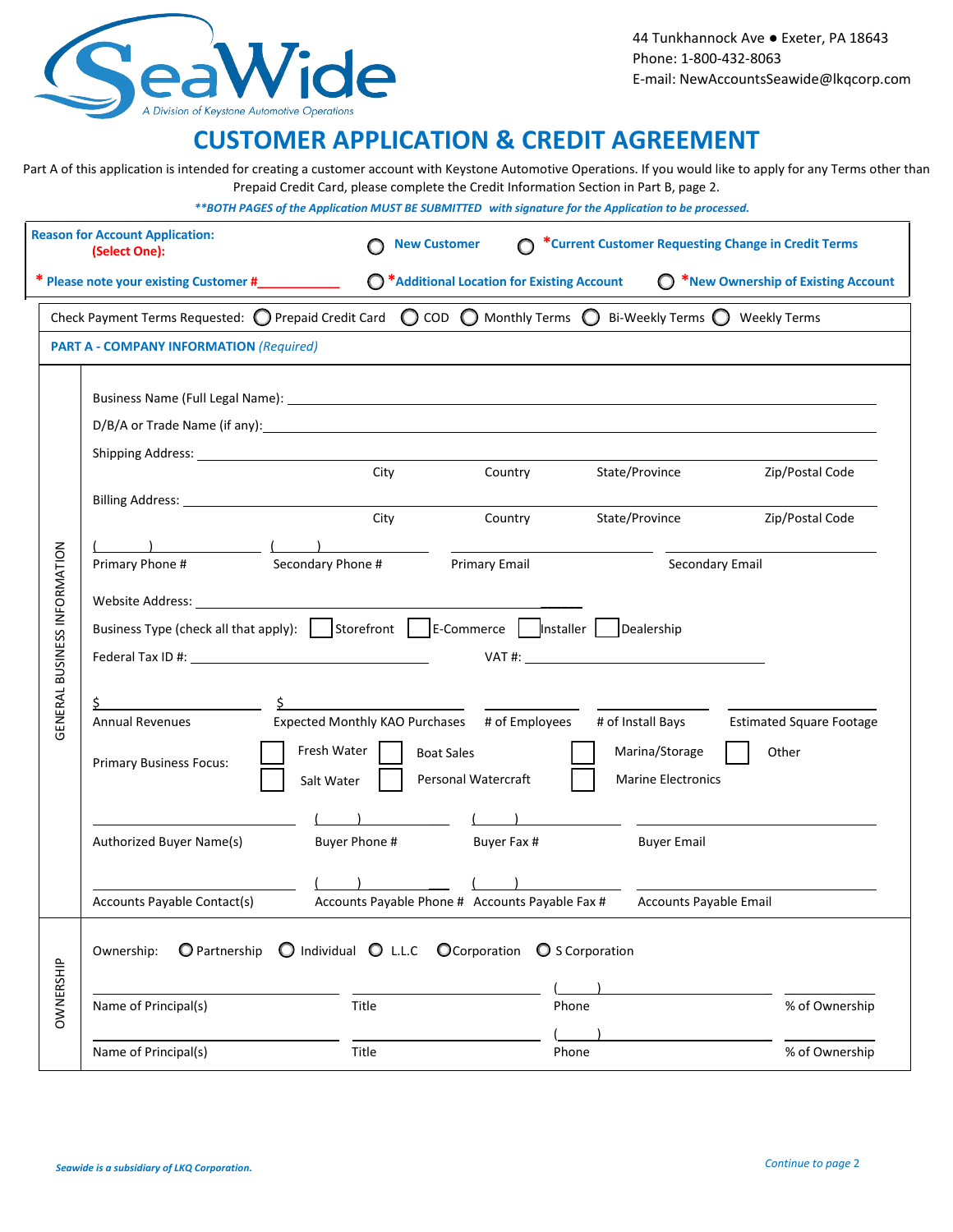SeaWide

*A Division of Keystone Automotive Operations*

44 Tunkhannock Ave ● Exeter, PA 18643
Phone: 1-800-432-8063
E-mail: NewAccountsSeawide@lkqcorp.com

# CUSTOMER APPLICATION & CREDIT AGREEMENT

Part A of this application is intended for creating a customer account with Keystone Automotive Operations. If you would like to apply for any Terms other than Prepaid Credit Card, please complete the Credit Information Section in Part B, page 2.

***\*\*BOTH PAGES of the Application MUST BE SUBMITTED with signature for the Application to be processed.***

**Reason for Account Application:** **(Select One):**

○ New Customer ○ *Current Customer Requesting Change in Credit Terms

\* Please note your existing Customer #\_\_\_\_\_\_\_\_\_\_\_\_ ○ *Additional Location for Existing Account ○ *New Ownership of Existing Account

Check Payment Terms Requested: ○ Prepaid Credit Card ○ COD ○ Monthly Terms ○ Bi-Weekly Terms ○ Weekly Terms

## PART A - COMPANY INFORMATION *(Required)*

### GENERAL BUSINESS INFORMATION

Business Name (Full Legal Name): \_\_\_\_\_\_\_\_\_\_\_\_\_\_\_\_\_\_\_\_\_\_\_\_\_\_\_\_\_\_\_\_\_\_\_\_\_\_

D/B/A or Trade Name (if any): \_\_\_\_\_\_\_\_\_\_\_\_\_\_\_\_\_\_\_\_\_\_\_\_\_\_\_\_\_\_\_\_\_\_\_\_\_\_

Shipping Address: \_\_\_\_\_\_\_\_\_\_\_\_\_\_\_\_\_\_\_\_\_\_\_\_\_\_\_\_\_\_\_\_\_\_\_\_\_\_

City Country State/Province Zip/Postal Code

Billing Address: \_\_\_\_\_\_\_\_\_\_\_\_\_\_\_\_\_\_\_\_\_\_\_\_\_\_\_\_\_\_\_\_\_\_\_\_\_\_

City Country State/Province Zip/Postal Code

( ) \_\_\_\_\_\_\_\_ ( ) \_\_\_\_\_\_\_\_ \_\_\_\_\_\_\_\_ \_\_\_\_\_\_\_\_

Primary Phone # Secondary Phone # Primary Email Secondary Email

Website Address: \_\_\_\_\_\_\_\_\_\_\_\_\_\_\_\_\_\_\_\_\_\_\_\_\_\_\_\_\_\_\_\_\_\_\_\_\_\_

Business Type (check all that apply): ☐ Storefront ☐ E-Commerce ☐ Installer ☐ Dealership

Federal Tax ID #: \_\_\_\_\_\_\_\_\_\_\_\_\_\_\_\_\_\_\_\_ VAT #: \_\_\_\_\_\_\_\_\_\_\_\_\_\_\_\_\_\_\_\_

$\_\_\_\_\_\_\_\_ $\_\_\_\_\_\_\_\_ \_\_\_\_\_\_\_\_ \_\_\_\_\_\_\_\_ \_\_\_\_\_\_\_\_

Annual Revenues | Expected Monthly KAO Purchases | # of Employees | # of Install Bays | Estimated Square Footage

Primary Business Focus: ☐ Fresh Water ☐ Boat Sales ☐ Marina/Storage ☐ Other ☐ Salt Water ☐ Personal Watercraft ☐ Marine Electronics

\_\_\_\_\_\_\_\_ ( ) \_\_\_\_\_\_\_\_ ( ) \_\_\_\_\_\_\_\_ \_\_\_\_\_\_\_\_

Authorized Buyer Name(s) | Buyer Phone # | Buyer Fax # | Buyer Email

\_\_\_\_\_\_\_\_ ( ) \_\_\_\_\_\_\_\_ ( ) \_\_\_\_\_\_\_\_ \_\_\_\_\_\_\_\_

Accounts Payable Contact(s) | Accounts Payable Phone # | Accounts Payable Fax # | Accounts Payable Email

### OWNERSHIP

Ownership: ○ Partnership ○ Individual ○ L.L.C ○ Corporation ○ S Corporation

\_\_\_\_\_\_\_\_ \_\_\_\_\_\_\_\_ ( ) \_\_\_\_\_\_\_\_ \_\_\_\_\_\_\_\_

Name of Principal(s) | Title | Phone | % of Ownership

\_\_\_\_\_\_\_\_ \_\_\_\_\_\_\_\_ ( ) \_\_\_\_\_\_\_\_ \_\_\_\_\_\_\_\_

Name of Principal(s) | Title | Phone | % of Ownership

*Seawide is a subsidiary of LKQ Corporation.*

*Continue to page* 2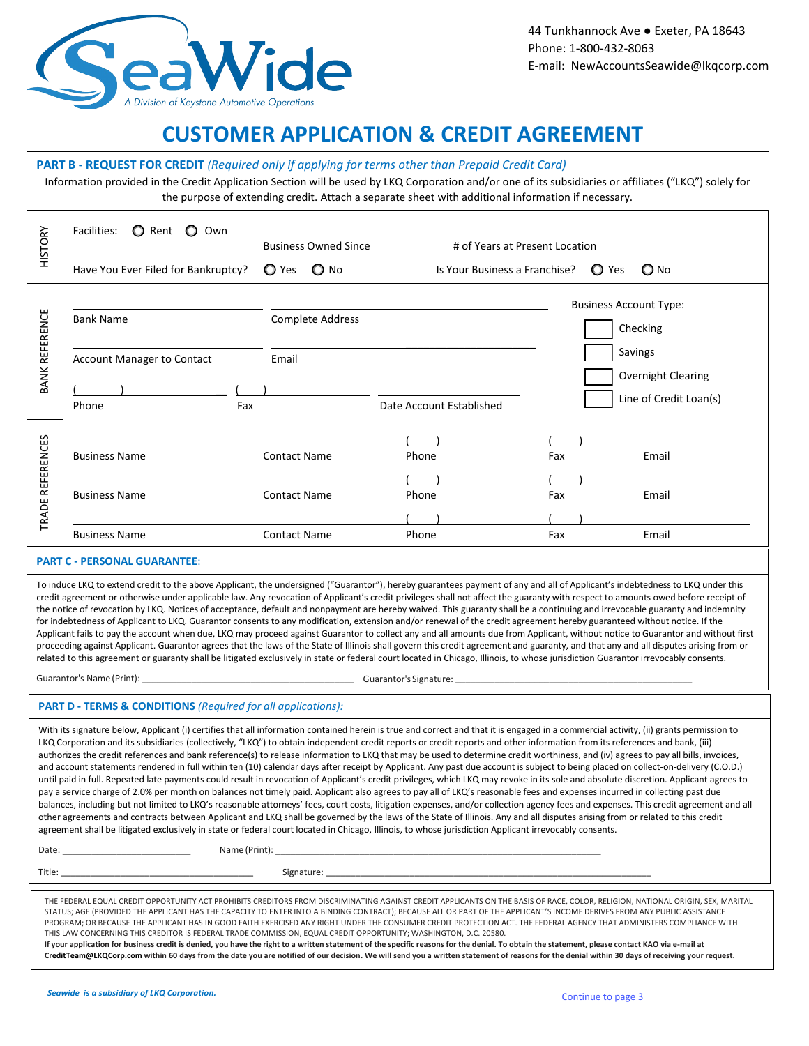SeaWide
A Division of Keystone Automotive Operations

44 Tunkhannock Ave ● Exeter, PA 18643
Phone: 1-800-432-8063
E-mail: NewAccountsSeawide@lkqcorp.com

# CUSTOMER APPLICATION & CREDIT AGREEMENT

## PART B - REQUEST FOR CREDIT *(Required only if applying for terms other than Prepaid Credit Card)*

Information provided in the Credit Application Section will be used by LKQ Corporation and/or one of its subsidiaries or affiliates ("LKQ") solely for the purpose of extending credit. Attach a separate sheet with additional information if necessary.

### HISTORY

Facilities: ◯ Rent ◯ Own

Business Owned Since: ____________

# of Years at Present Location: ____________

Have You Ever Filed for Bankruptcy? ◯ Yes ◯ No

Is Your Business a Franchise? ◯ Yes ◯ No

### BANK REFERENCE

| Bank Name | Complete Address | |
|---|---|---|
| | | |
| **Account Manager to Contact** | **Email** | |
| | | |
| **Phone** ( ) | **Fax** ( ) | **Date Account Established** |
| | | |

Business Account Type:

- ☐ Checking
- ☐ Savings
- ☐ Overnight Clearing
- ☐ Line of Credit Loan(s)

### TRADE REFERENCES

| Business Name | Contact Name | Phone | Fax | Email |
|---|---|---|---|---|
| | | ( ) | ( ) | |
| | | ( ) | ( ) | |
| | | ( ) | ( ) | |

## PART C - PERSONAL GUARANTEE:

To induce LKQ to extend credit to the above Applicant, the undersigned ("Guarantor"), hereby guarantees payment of any and all of Applicant's indebtedness to LKQ under this credit agreement or otherwise under applicable law. Any revocation of Applicant's credit privileges shall not affect the guaranty with respect to amounts owed before receipt of the notice of revocation by LKQ. Notices of acceptance, default and nonpayment are hereby waived. This guaranty shall be a continuing and irrevocable guaranty and indemnity for indebtedness of Applicant to LKQ. Guarantor consents to any modification, extension and/or renewal of the credit agreement hereby guaranteed without notice. If the Applicant fails to pay the account when due, LKQ may proceed against Guarantor to collect any and all amounts due from Applicant, without notice to Guarantor and without first proceeding against Applicant. Guarantor agrees that the laws of the State of Illinois shall govern this credit agreement and guaranty, and that any and all disputes arising from or related to this agreement or guaranty shall be litigated exclusively in state or federal court located in Chicago, Illinois, to whose jurisdiction Guarantor irrevocably consents.

Guarantor's Name (Print): ________________________ Guarantor's Signature: ________________________

## PART D - TERMS & CONDITIONS *(Required for all applications):*

With its signature below, Applicant (i) certifies that all information contained herein is true and correct and that it is engaged in a commercial activity, (ii) grants permission to LKQ Corporation and its subsidiaries (collectively, "LKQ") to obtain independent credit reports or credit reports and other information from its references and bank, (iii) authorizes the credit references and bank reference(s) to release information to LKQ that may be used to determine credit worthiness, and (iv) agrees to pay all bills, invoices, and account statements rendered in full within ten (10) calendar days after receipt by Applicant. Any past due account is subject to being placed on collect-on-delivery (C.O.D.) until paid in full. Repeated late payments could result in revocation of Applicant's credit privileges, which LKQ may revoke in its sole and absolute discretion. Applicant agrees to pay a service charge of 2.0% per month on balances not timely paid. Applicant also agrees to pay all of LKQ's reasonable fees and expenses incurred in collecting past due balances, including but not limited to LKQ's reasonable attorneys' fees, court costs, litigation expenses, and/or collection agency fees and expenses. This credit agreement and all other agreements and contracts between Applicant and LKQ shall be governed by the laws of the State of Illinois. Any and all disputes arising from or related to this credit agreement shall be litigated exclusively in state or federal court located in Chicago, Illinois, to whose jurisdiction Applicant irrevocably consents.

Date: ________________ Name (Print): ________________________

Title: ________________________ Signature: ________________________

THE FEDERAL EQUAL CREDIT OPPORTUNITY ACT PROHIBITS CREDITORS FROM DISCRIMINATING AGAINST CREDIT APPLICANTS ON THE BASIS OF RACE, COLOR, RELIGION, NATIONAL ORIGIN, SEX, MARITAL STATUS; AGE (PROVIDED THE APPLICANT HAS THE CAPACITY TO ENTER INTO A BINDING CONTRACT); BECAUSE ALL OR PART OF THE APPLICANT'S INCOME DERIVES FROM ANY PUBLIC ASSISTANCE PROGRAM; OR BECAUSE THE APPLICANT HAS IN GOOD FAITH EXERCISED ANY RIGHT UNDER THE CONSUMER CREDIT PROTECTION ACT. THE FEDERAL AGENCY THAT ADMINISTERS COMPLIANCE WITH THIS LAW CONCERNING THIS CREDITOR IS FEDERAL TRADE COMMISSION, EQUAL CREDIT OPPORTUNITY; WASHINGTON, D.C. 20580.

**If your application for business credit is denied, you have the right to a written statement of the specific reasons for the denial. To obtain the statement, please contact KAO via e-mail at CreditTeam@LKQCorp.com within 60 days from the date you are notified of our decision. We will send you a written statement of reasons for the denial within 30 days of receiving your request.**

***Seawide is a subsidiary of LKQ Corporation.***

Continue to page 3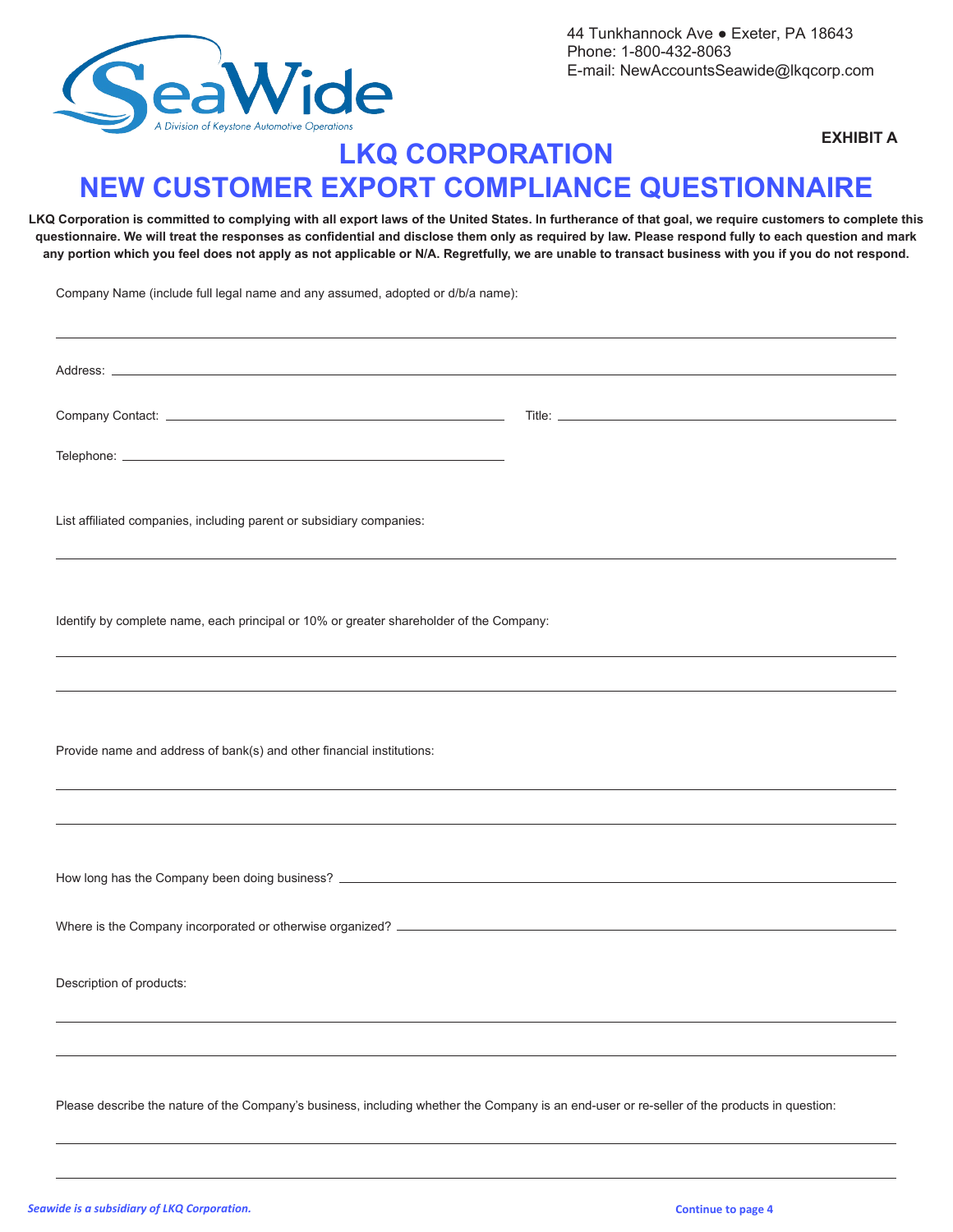44 Tunkhannock Ave ● Exeter, PA 18643
Phone: 1-800-432-8063
E-mail: NewAccountsSeawide@lkqcorp.com

**EXHIBIT A**

# LKQ CORPORATION
# NEW CUSTOMER EXPORT COMPLIANCE QUESTIONNAIRE

**LKQ Corporation is committed to complying with all export laws of the United States. In furtherance of that goal, we require customers to complete this questionnaire. We will treat the responses as confidential and disclose them only as required by law. Please respond fully to each question and mark any portion which you feel does not apply as not applicable or N/A. Regretfully, we are unable to transact business with you if you do not respond.**

Company Name (include full legal name and any assumed, adopted or d/b/a name):

______________________________________________________________________

Address: ______________________________________________________________

Company Contact: ______________________________ Title: ______________________________

Telephone: ______________________________

List affiliated companies, including parent or subsidiary companies:

______________________________________________________________________

Identify by complete name, each principal or 10% or greater shareholder of the Company:

______________________________________________________________________

______________________________________________________________________

Provide name and address of bank(s) and other financial institutions:

______________________________________________________________________

______________________________________________________________________

How long has the Company been doing business? ______________________________

Where is the Company incorporated or otherwise organized? ______________________________

Description of products:

______________________________________________________________________

______________________________________________________________________

Please describe the nature of the Company's business, including whether the Company is an end-user or re-seller of the products in question:

______________________________________________________________________

______________________________________________________________________

*Seawide is a subsidiary of LKQ Corporation.*

Continue to page 4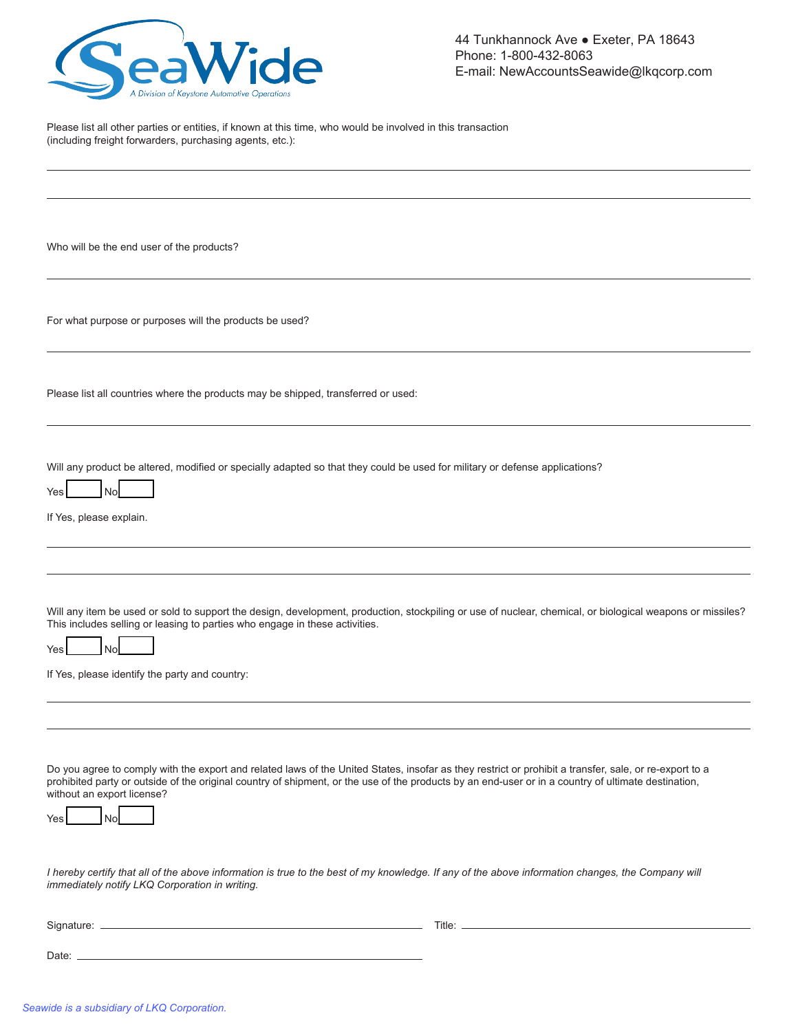SeaWide

A Division of Keystone Automotive Operations

44 Tunkhannock Ave ● Exeter, PA 18643
Phone: 1-800-432-8063
E-mail: NewAccountsSeawide@lkqcorp.com

Please list all other parties or entities, if known at this time, who would be involved in this transaction (including freight forwarders, purchasing agents, etc.):

\_\_\_\_\_\_\_\_\_\_\_\_\_\_\_\_\_\_\_\_\_\_\_\_\_\_\_\_\_\_\_\_\_\_\_\_\_\_\_\_\_\_\_\_\_\_\_\_\_\_\_\_\_\_\_\_\_\_\_\_

\_\_\_\_\_\_\_\_\_\_\_\_\_\_\_\_\_\_\_\_\_\_\_\_\_\_\_\_\_\_\_\_\_\_\_\_\_\_\_\_\_\_\_\_\_\_\_\_\_\_\_\_\_\_\_\_\_\_\_\_

Who will be the end user of the products?

\_\_\_\_\_\_\_\_\_\_\_\_\_\_\_\_\_\_\_\_\_\_\_\_\_\_\_\_\_\_\_\_\_\_\_\_\_\_\_\_\_\_\_\_\_\_\_\_\_\_\_\_\_\_\_\_\_\_\_\_

For what purpose or purposes will the products be used?

\_\_\_\_\_\_\_\_\_\_\_\_\_\_\_\_\_\_\_\_\_\_\_\_\_\_\_\_\_\_\_\_\_\_\_\_\_\_\_\_\_\_\_\_\_\_\_\_\_\_\_\_\_\_\_\_\_\_\_\_

Please list all countries where the products may be shipped, transferred or used:

\_\_\_\_\_\_\_\_\_\_\_\_\_\_\_\_\_\_\_\_\_\_\_\_\_\_\_\_\_\_\_\_\_\_\_\_\_\_\_\_\_\_\_\_\_\_\_\_\_\_\_\_\_\_\_\_\_\_\_\_

Will any product be altered, modified or specially adapted so that they could be used for military or defense applications?

Yes ☐ No ☐

If Yes, please explain.

\_\_\_\_\_\_\_\_\_\_\_\_\_\_\_\_\_\_\_\_\_\_\_\_\_\_\_\_\_\_\_\_\_\_\_\_\_\_\_\_\_\_\_\_\_\_\_\_\_\_\_\_\_\_\_\_\_\_\_\_

\_\_\_\_\_\_\_\_\_\_\_\_\_\_\_\_\_\_\_\_\_\_\_\_\_\_\_\_\_\_\_\_\_\_\_\_\_\_\_\_\_\_\_\_\_\_\_\_\_\_\_\_\_\_\_\_\_\_\_\_

Will any item be used or sold to support the design, development, production, stockpiling or use of nuclear, chemical, or biological weapons or missiles? This includes selling or leasing to parties who engage in these activities.

Yes ☐ No ☐

If Yes, please identify the party and country:

\_\_\_\_\_\_\_\_\_\_\_\_\_\_\_\_\_\_\_\_\_\_\_\_\_\_\_\_\_\_\_\_\_\_\_\_\_\_\_\_\_\_\_\_\_\_\_\_\_\_\_\_\_\_\_\_\_\_\_\_

\_\_\_\_\_\_\_\_\_\_\_\_\_\_\_\_\_\_\_\_\_\_\_\_\_\_\_\_\_\_\_\_\_\_\_\_\_\_\_\_\_\_\_\_\_\_\_\_\_\_\_\_\_\_\_\_\_\_\_\_

Do you agree to comply with the export and related laws of the United States, insofar as they restrict or prohibit a transfer, sale, or re-export to a prohibited party or outside of the original country of shipment, or the use of the products by an end-user or in a country of ultimate destination, without an export license?

Yes ☐ No ☐

*I hereby certify that all of the above information is true to the best of my knowledge. If any of the above information changes, the Company will immediately notify LKQ Corporation in writing.*

Signature: \_\_\_\_\_\_\_\_\_\_\_\_\_\_\_\_\_\_\_\_\_\_\_\_\_\_\_\_ Title: \_\_\_\_\_\_\_\_\_\_\_\_\_\_\_\_\_\_\_\_\_\_\_\_\_\_\_\_

Date: \_\_\_\_\_\_\_\_\_\_\_\_\_\_\_\_\_\_\_\_\_\_\_\_\_\_\_\_

*Seawide is a subsidiary of LKQ Corporation.*